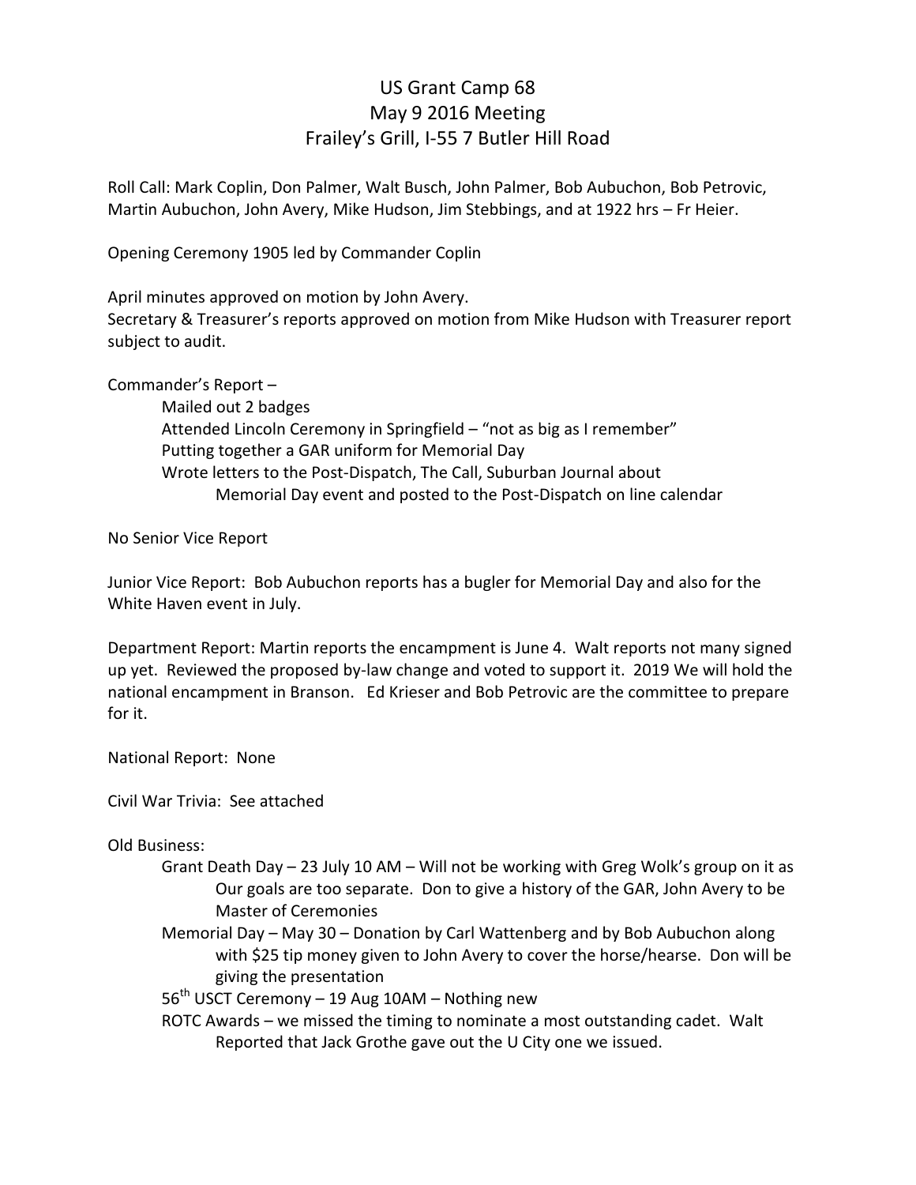# US Grant Camp 68
## May 9 2016 Meeting
## Frailey's Grill, I-55 7 Butler Hill Road

Roll Call: Mark Coplin, Don Palmer, Walt Busch, John Palmer, Bob Aubuchon, Bob Petrovic, Martin Aubuchon, John Avery, Mike Hudson, Jim Stebbings, and at 1922 hrs – Fr Heier.

Opening Ceremony 1905 led by Commander Coplin

April minutes approved on motion by John Avery.
Secretary & Treasurer's reports approved on motion from Mike Hudson with Treasurer report subject to audit.

Commander's Report –

- Mailed out 2 badges
- Attended Lincoln Ceremony in Springfield – "not as big as I remember"
- Putting together a GAR uniform for Memorial Day
- Wrote letters to the Post-Dispatch, The Call, Suburban Journal about Memorial Day event and posted to the Post-Dispatch on line calendar

No Senior Vice Report

Junior Vice Report: Bob Aubuchon reports has a bugler for Memorial Day and also for the White Haven event in July.

Department Report: Martin reports the encampment is June 4. Walt reports not many signed up yet. Reviewed the proposed by-law change and voted to support it. 2019 We will hold the national encampment in Branson. Ed Krieser and Bob Petrovic are the committee to prepare for it.

National Report: None

Civil War Trivia: See attached

Old Business:

- Grant Death Day – 23 July 10 AM – Will not be working with Greg Wolk's group on it as Our goals are too separate. Don to give a history of the GAR, John Avery to be Master of Ceremonies
- Memorial Day – May 30 – Donation by Carl Wattenberg and by Bob Aubuchon along with $25 tip money given to John Avery to cover the horse/hearse. Don will be giving the presentation
- 56th USCT Ceremony – 19 Aug 10AM – Nothing new
- ROTC Awards – we missed the timing to nominate a most outstanding cadet. Walt Reported that Jack Grothe gave out the U City one we issued.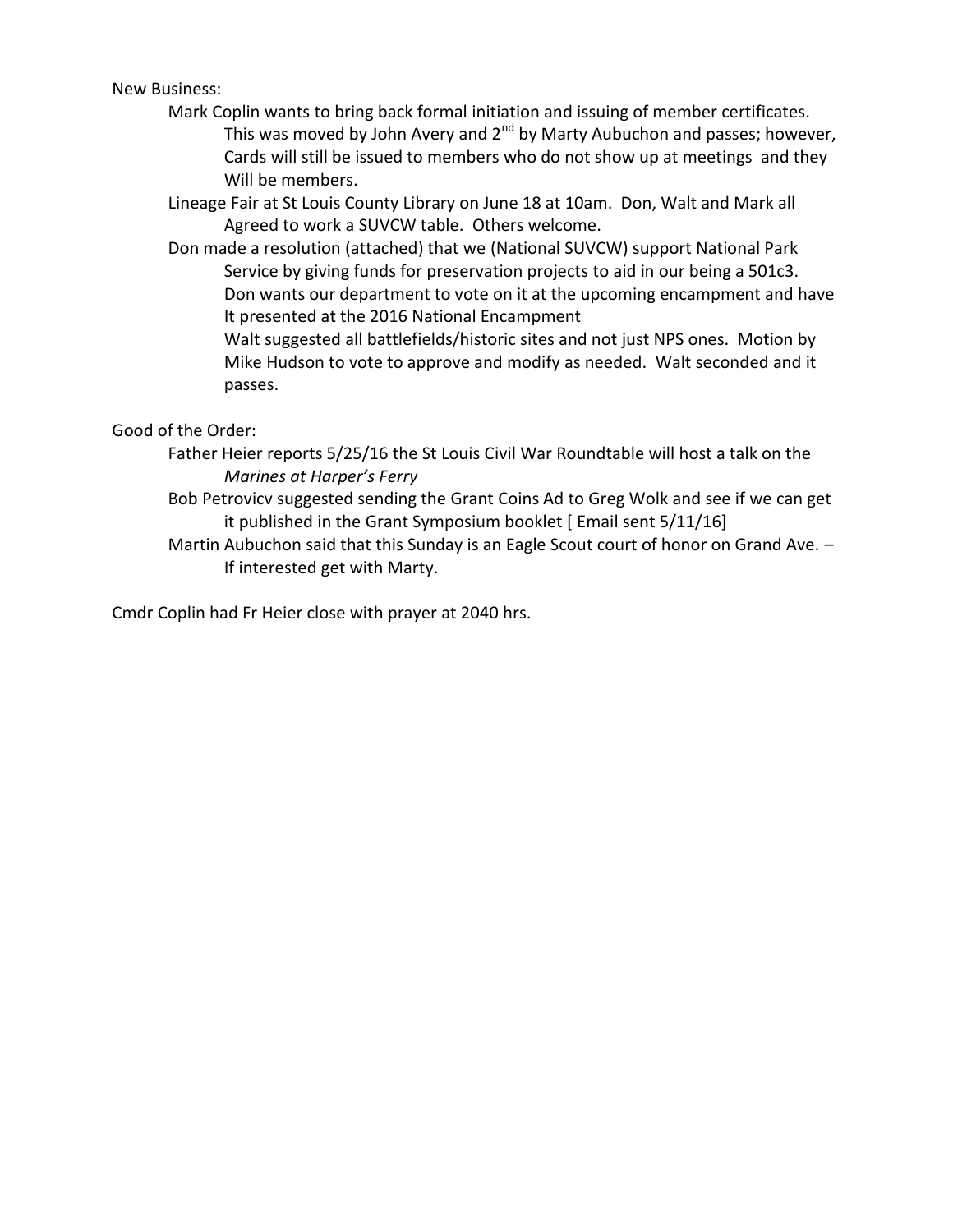New Business:

- Mark Coplin wants to bring back formal initiation and issuing of member certificates.
  This was moved by John Avery and 2nd by Marty Aubuchon and passes; however, Cards will still be issued to members who do not show up at meetings and they Will be members.
- Lineage Fair at St Louis County Library on June 18 at 10am. Don, Walt and Mark all Agreed to work a SUVCW table. Others welcome.
- Don made a resolution (attached) that we (National SUVCW) support National Park Service by giving funds for preservation projects to aid in our being a 501c3. Don wants our department to vote on it at the upcoming encampment and have It presented at the 2016 National Encampment
  Walt suggested all battlefields/historic sites and not just NPS ones. Motion by Mike Hudson to vote to approve and modify as needed. Walt seconded and it passes.

Good of the Order:

- Father Heier reports 5/25/16 the St Louis Civil War Roundtable will host a talk on the *Marines at Harper's Ferry*
- Bob Petrovicv suggested sending the Grant Coins Ad to Greg Wolk and see if we can get it published in the Grant Symposium booklet [ Email sent 5/11/16]
- Martin Aubuchon said that this Sunday is an Eagle Scout court of honor on Grand Ave. – If interested get with Marty.

Cmdr Coplin had Fr Heier close with prayer at 2040 hrs.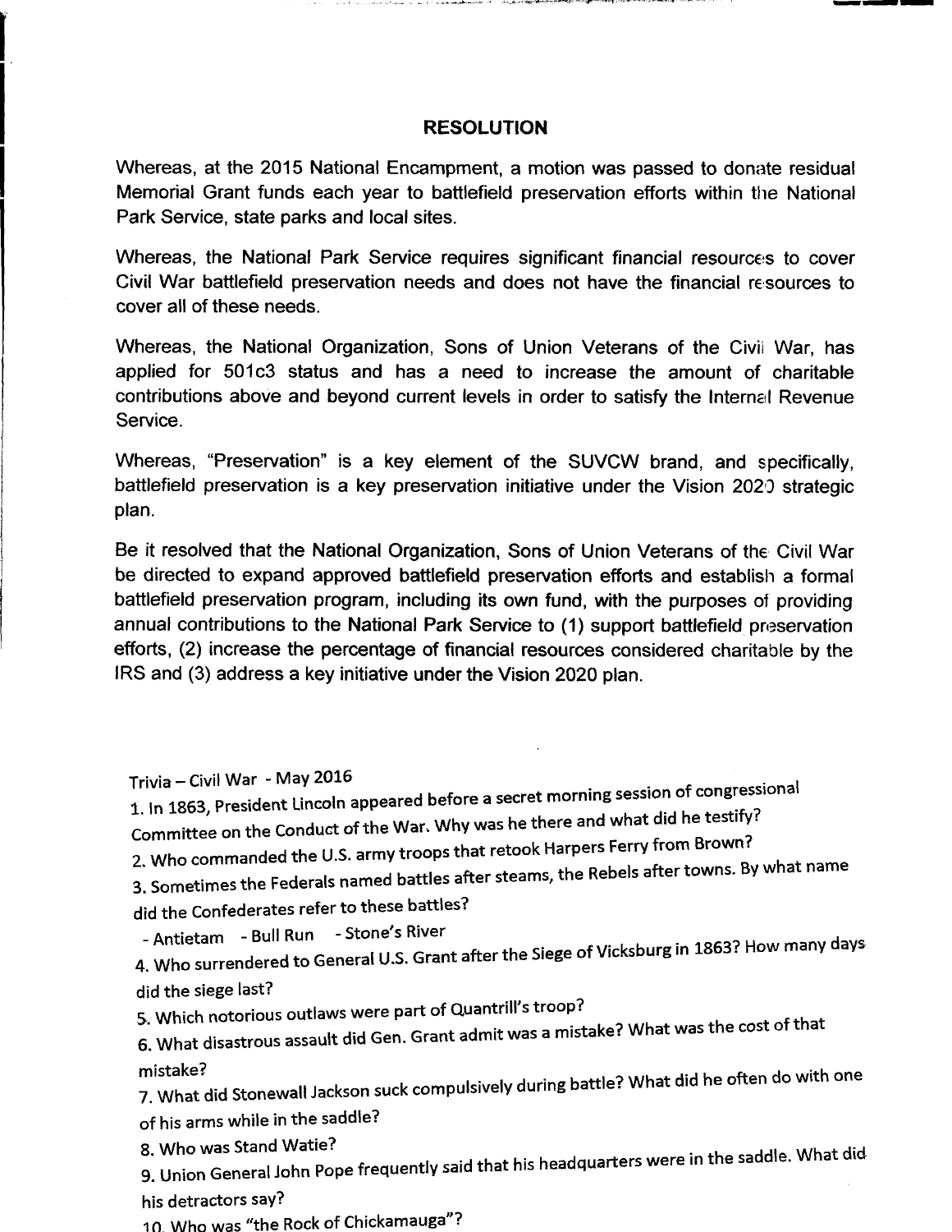## RESOLUTION

Whereas, at the 2015 National Encampment, a motion was passed to donate residual Memorial Grant funds each year to battlefield preservation efforts within the National Park Service, state parks and local sites.

Whereas, the National Park Service requires significant financial resources to cover Civil War battlefield preservation needs and does not have the financial resources to cover all of these needs.

Whereas, the National Organization, Sons of Union Veterans of the Civil War, has applied for 501c3 status and has a need to increase the amount of charitable contributions above and beyond current levels in order to satisfy the Internal Revenue Service.

Whereas, "Preservation" is a key element of the SUVCW brand, and specifically, battlefield preservation is a key preservation initiative under the Vision 2020 strategic plan.

Be it resolved that the National Organization, Sons of Union Veterans of the Civil War be directed to expand approved battlefield preservation efforts and establish a formal battlefield preservation program, including its own fund, with the purposes of providing annual contributions to the National Park Service to (1) support battlefield preservation efforts, (2) increase the percentage of financial resources considered charitable by the IRS and (3) address a key initiative under the Vision 2020 plan.

Trivia – Civil War - May 2016

1. In 1863, President Lincoln appeared before a secret morning session of congressional Committee on the Conduct of the War. Why was he there and what did he testify?
2. Who commanded the U.S. army troops that retook Harpers Ferry from Brown?
3. Sometimes the Federals named battles after steams, the Rebels after towns. By what name did the Confederates refer to these battles?
   - Antietam - Bull Run - Stone's River
4. Who surrendered to General U.S. Grant after the Siege of Vicksburg in 1863? How many days did the siege last?
5. Which notorious outlaws were part of Quantrill's troop?
6. What disastrous assault did Gen. Grant admit was a mistake? What was the cost of that mistake?
7. What did Stonewall Jackson suck compulsively during battle? What did he often do with one of his arms while in the saddle?
8. Who was Stand Watie?
9. Union General John Pope frequently said that his headquarters were in the saddle. What did his detractors say?
10. Who was "the Rock of Chickamauga"?